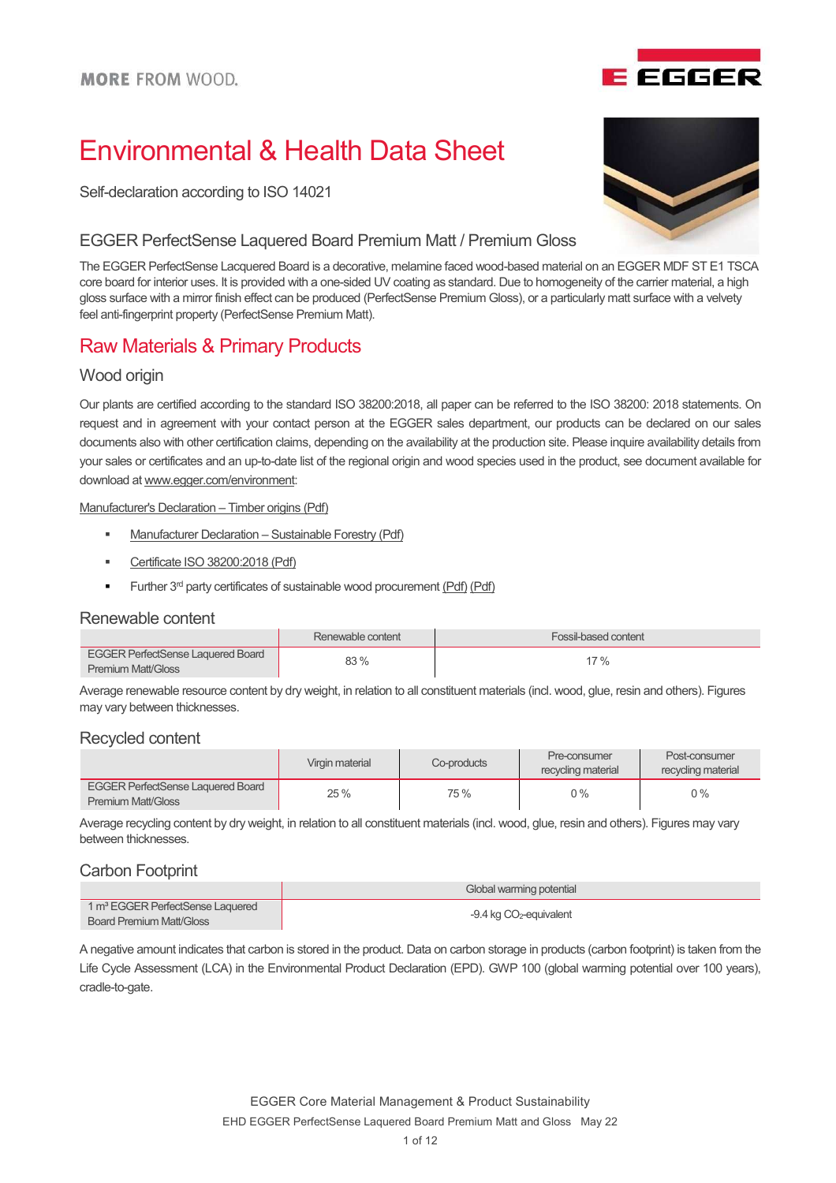MORE FROM WOOD.

# Environmental & Health Data Sheet

Self-declaration according to ISO 14021

## EGGER PerfectSense Laquered Board Premium Matt / Premium Gloss

The EGGER PerfectSense Lacquered Board is a decorative, melamine faced wood-based material on an EGGER MDF ST E1 TSCA core board for interior uses. It is provided with a one-sided UV coating as standard. Due to homogeneity of the carrier material, a high gloss surface with a mirror finish effect can be produced (PerfectSense Premium Gloss), or a particularly matt surface with a velvety feel anti-fingerprint property (PerfectSense Premium Matt).

# Raw Materials & Primary Products

## Wood origin

Our plants are certified according to the standard ISO 38200:2018, all paper can be referred to the ISO 38200: 2018 statements. On request and in agreement with your contact person at the EGGER sales department, our products can be declared on our sales documents also with other certification claims, depending on the availability at the production site. Please inquire availability details from your sales or certificates and an up-to-date list of the regional origin and wood species used in the product, see document available for download at www.egger.com/environment:

Manufacturer's Declaration – Timber origins (Pdf)

- Manufacturer Declaration – Sustainable Forestry (Pdf)
- Certificate ISO 38200:2018 (Pdf)
- Further 3rd party certificates of sustainable wood procurement (Pdf) (Pdf)

## Renewable content

| | Renewable content | Fossil-based content |
|---|---|---|
| EGGER PerfectSense Laquered Board Premium Matt/Gloss | 83 % | 17 % |

Average renewable resource content by dry weight, in relation to all constituent materials (incl. wood, glue, resin and others). Figures may vary between thicknesses.

## Recycled content

| | Virgin material | Co-products | Pre-consumer recycling material | Post-consumer recycling material |
|---|---|---|---|---|
| EGGER PerfectSense Laquered Board Premium Matt/Gloss | 25 % | 75 % | 0 % | 0 % |

Average recycling content by dry weight, in relation to all constituent materials (incl. wood, glue, resin and others). Figures may vary between thicknesses.

## Carbon Footprint

| | Global warming potential |
|---|---|
| 1 m³ EGGER PerfectSense Laquered Board Premium Matt/Gloss | -9.4 kg $CO_2$-equivalent |

A negative amount indicates that carbon is stored in the product. Data on carbon storage in products (carbon footprint) is taken from the Life Cycle Assessment (LCA) in the Environmental Product Declaration (EPD). GWP 100 (global warming potential over 100 years), cradle-to-gate.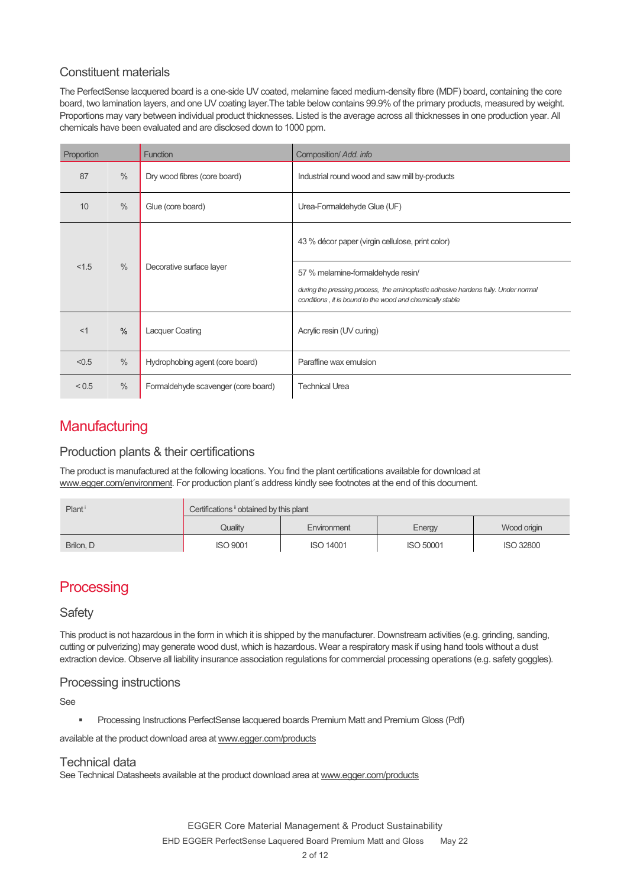### Constituent materials

The PerfectSense lacquered board is a one-side UV coated, melamine faced medium-density fibre (MDF) board, containing the core board, two lamination layers, and one UV coating layer.The table below contains 99.9% of the primary products, measured by weight. Proportions may vary between individual product thicknesses. Listed is the average across all thicknesses in one production year. All chemicals have been evaluated and are disclosed down to 1000 ppm.

| Proportion | | Function | Composition/ *Add. info* |
|---|---|---|---|
| 87 | % | Dry wood fibres (core board) | Industrial round wood and saw mill by-products |
| 10 | % | Glue (core board) | Urea-Formaldehyde Glue (UF) |
| <1.5 | % | Decorative surface layer | 43 % décor paper (virgin cellulose, print color) |
| | | | 57 % melamine-formaldehyde resin/ *during the pressing process, the aminoplastic adhesive hardens fully. Under normal conditions , it is bound to the wood and chemically stable* |
| <1 | % | Lacquer Coating | Acrylic resin (UV curing) |
| <0.5 | % | Hydrophobing agent (core board) | Paraffine wax emulsion |
| < 0.5 | % | Formaldehyde scavenger (core board) | Technical Urea |

# Manufacturing

### Production plants & their certifications

The product is manufactured at the following locations. You find the plant certifications available for download at www.egger.com/environment. For production plant´s address kindly see footnotes at the end of this document.

| Plant[i] | Certifications[ii] obtained by this plant | | | |
|---|---|---|---|---|
| | Quality | Environment | Energy | Wood origin |
| Brilon, D | ISO 9001 | ISO 14001 | ISO 50001 | ISO 32800 |

# Processing

### Safety

This product is not hazardous in the form in which it is shipped by the manufacturer. Downstream activities (e.g. grinding, sanding, cutting or pulverizing) may generate wood dust, which is hazardous. Wear a respiratory mask if using hand tools without a dust extraction device. Observe all liability insurance association regulations for commercial processing operations (e.g. safety goggles).

### Processing instructions

See

- Processing Instructions PerfectSense lacquered boards Premium Matt and Premium Gloss (Pdf)

available at the product download area at www.egger.com/products

### Technical data

See Technical Datasheets available at the product download area at www.egger.com/products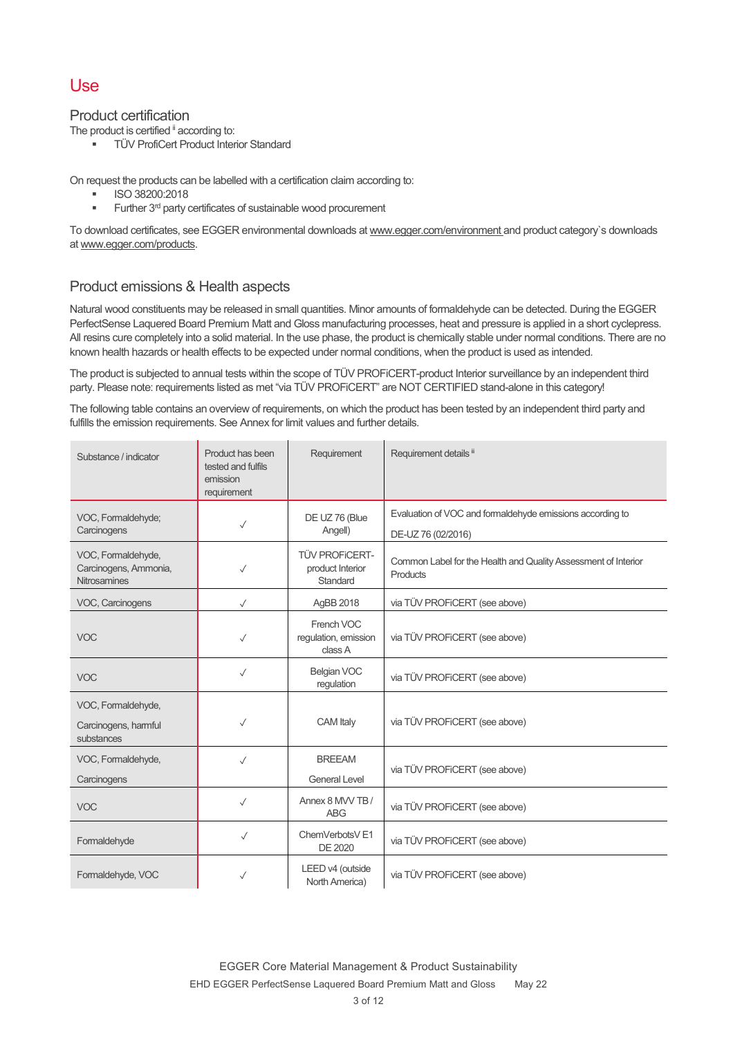# Use

## Product certification

The product is certified [ii] according to:

- TÜV ProfiCert Product Interior Standard

On request the products can be labelled with a certification claim according to:

- ISO 38200:2018
- Further 3rd party certificates of sustainable wood procurement

To download certificates, see EGGER environmental downloads at www.egger.com/environment and product category`s downloads at www.egger.com/products.

## Product emissions & Health aspects

Natural wood constituents may be released in small quantities. Minor amounts of formaldehyde can be detected. During the EGGER PerfectSense Laquered Board Premium Matt and Gloss manufacturing processes, heat and pressure is applied in a short cyclepress. All resins cure completely into a solid material. In the use phase, the product is chemically stable under normal conditions. There are no known health hazards or health effects to be expected under normal conditions, when the product is used as intended.

The product is subjected to annual tests within the scope of TÜV PROFiCERT-product Interior surveillance by an independent third party. Please note: requirements listed as met "via TÜV PROFiCERT" are NOT CERTIFIED stand-alone in this category!

The following table contains an overview of requirements, on which the product has been tested by an independent third party and fulfills the emission requirements. See Annex for limit values and further details.

| Substance / indicator | Product has been tested and fulfils emission requirement | Requirement | Requirement details [ii] |
|---|---|---|---|
| VOC, Formaldehyde; Carcinogens | ✓ | DE UZ 76 (Blue Angell) | Evaluation of VOC and formaldehyde emissions according to DE-UZ 76 (02/2016) |
| VOC, Formaldehyde, Carcinogens, Ammonia, Nitrosamines | ✓ | TÜV PROFiCERT-product Interior Standard | Common Label for the Health and Quality Assessment of Interior Products |
| VOC, Carcinogens | ✓ | AgBB 2018 | via TÜV PROFiCERT (see above) |
| VOC | ✓ | French VOC regulation, emission class A | via TÜV PROFiCERT (see above) |
| VOC | ✓ | Belgian VOC regulation | via TÜV PROFiCERT (see above) |
| VOC, Formaldehyde, Carcinogens, harmful substances | ✓ | CAM Italy | via TÜV PROFiCERT (see above) |
| VOC, Formaldehyde, Carcinogens | ✓ | BREEAM General Level | via TÜV PROFiCERT (see above) |
| VOC | ✓ | Annex 8 MVV TB / ABG | via TÜV PROFiCERT (see above) |
| Formaldehyde | ✓ | ChemVerbotsV E1 DE 2020 | via TÜV PROFiCERT (see above) |
| Formaldehyde, VOC | ✓ | LEED v4 (outside North America) | via TÜV PROFiCERT (see above) |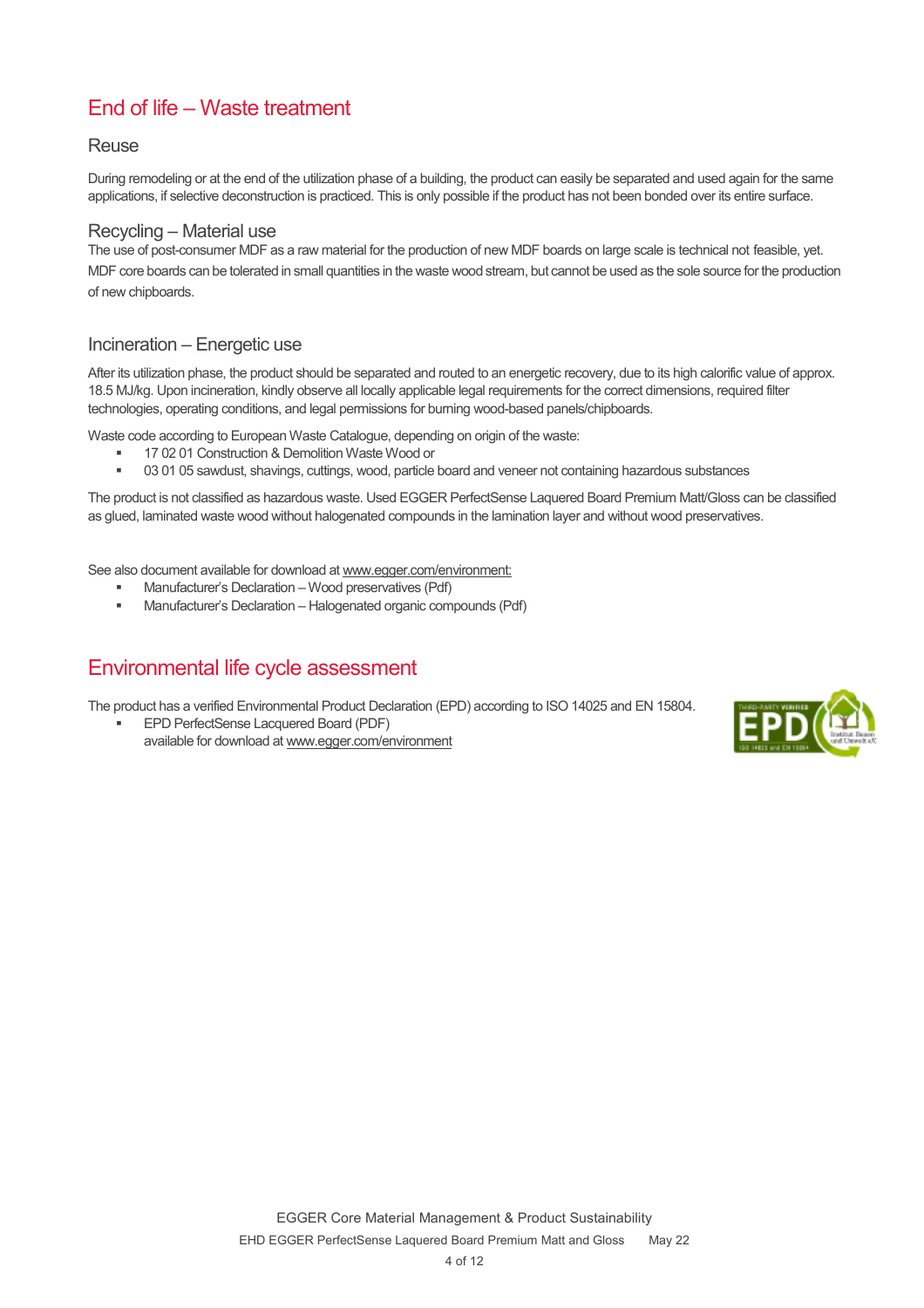# End of life – Waste treatment

## Reuse

During remodeling or at the end of the utilization phase of a building, the product can easily be separated and used again for the same applications, if selective deconstruction is practiced. This is only possible if the product has not been bonded over its entire surface.

## Recycling – Material use

The use of post-consumer MDF as a raw material for the production of new MDF boards on large scale is technical not feasible, yet. MDF core boards can be tolerated in small quantities in the waste wood stream, but cannot be used as the sole source for the production of new chipboards.

## Incineration – Energetic use

After its utilization phase, the product should be separated and routed to an energetic recovery, due to its high calorific value of approx. 18.5 MJ/kg. Upon incineration, kindly observe all locally applicable legal requirements for the correct dimensions, required filter technologies, operating conditions, and legal permissions for burning wood-based panels/chipboards.

Waste code according to European Waste Catalogue, depending on origin of the waste:

- 17 02 01 Construction & Demolition Waste Wood or
- 03 01 05 sawdust, shavings, cuttings, wood, particle board and veneer not containing hazardous substances

The product is not classified as hazardous waste. Used EGGER PerfectSense Laquered Board Premium Matt/Gloss can be classified as glued, laminated waste wood without halogenated compounds in the lamination layer and without wood preservatives.

See also document available for download at www.egger.com/environment:

- Manufacturer's Declaration – Wood preservatives (Pdf)
- Manufacturer's Declaration – Halogenated organic compounds (Pdf)

# Environmental life cycle assessment

The product has a verified Environmental Product Declaration (EPD) according to ISO 14025 and EN 15804.

- EPD PerfectSense Lacquered Board (PDF)
  available for download at www.egger.com/environment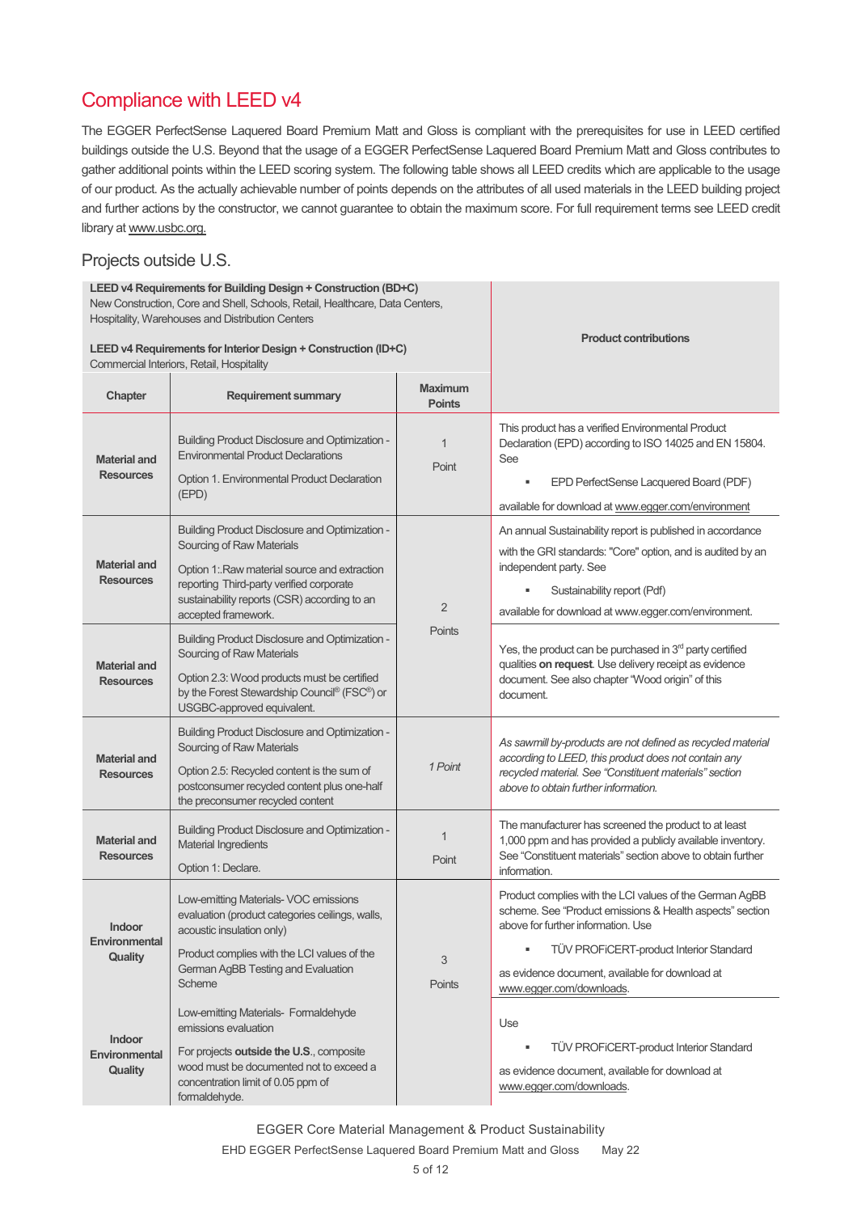## Compliance with LEED v4

The EGGER PerfectSense Laquered Board Premium Matt and Gloss is compliant with the prerequisites for use in LEED certified buildings outside the U.S. Beyond that the usage of a EGGER PerfectSense Laquered Board Premium Matt and Gloss contributes to gather additional points within the LEED scoring system. The following table shows all LEED credits which are applicable to the usage of our product. As the actually achievable number of points depends on the attributes of all used materials in the LEED building project and further actions by the constructor, we cannot guarantee to obtain the maximum score. For full requirement terms see LEED credit library at www.usbc.org.

### Projects outside U.S.

| **LEED v4 Requirements for Building Design + Construction (BD+C)** New Construction, Core and Shell, Schools, Retail, Healthcare, Data Centers, Hospitality, Warehouses and Distribution Centers **LEED v4 Requirements for Interior Design + Construction (ID+C)** Commercial Interiors, Retail, Hospitality | | | **Product contributions** |
|---|---|---|---|
| **Chapter** | **Requirement summary** | **Maximum Points** | |
| **Material and Resources** | Building Product Disclosure and Optimization - Environmental Product Declarations<br>Option 1. Environmental Product Declaration (EPD) | 1 Point | This product has a verified Environmental Product Declaration (EPD) according to ISO 14025 and EN 15804. See<br>▪ EPD PerfectSense Lacquered Board (PDF)<br>available for download at www.egger.com/environment |
| **Material and Resources** | Building Product Disclosure and Optimization - Sourcing of Raw Materials<br>Option 1:.Raw material source and extraction reporting Third-party verified corporate sustainability reports (CSR) according to an accepted framework. | 2 Points | An annual Sustainability report is published in accordance with the GRI standards: "Core" option, and is audited by an independent party. See<br>▪ Sustainability report (Pdf)<br>available for download at www.egger.com/environment. |
| **Material and Resources** | Building Product Disclosure and Optimization - Sourcing of Raw Materials<br>Option 2.3: Wood products must be certified by the Forest Stewardship Council® (FSC®) or USGBC-approved equivalent. | | Yes, the product can be purchased in 3rd party certified qualities **on request**. Use delivery receipt as evidence document. See also chapter "Wood origin" of this document. |
| **Material and Resources** | Building Product Disclosure and Optimization - Sourcing of Raw Materials<br>Option 2.5: Recycled content is the sum of postconsumer recycled content plus one-half the preconsumer recycled content | *1 Point* | *As sawmill by-products are not defined as recycled material according to LEED, this product does not contain any recycled material. See "Constituent materials" section above to obtain further information.* |
| **Material and Resources** | Building Product Disclosure and Optimization - Material Ingredients<br>Option 1: Declare. | 1 Point | The manufacturer has screened the product to at least 1,000 ppm and has provided a publicly available inventory. See "Constituent materials" section above to obtain further information. |
| **Indoor Environmental Quality** | Low-emitting Materials- VOC emissions evaluation (product categories ceilings, walls, acoustic insulation only)<br>Product complies with the LCI values of the German AgBB Testing and Evaluation Scheme | 3 Points | Product complies with the LCI values of the German AgBB scheme. See "Product emissions & Health aspects" section above for further information. Use<br>▪ TÜV PROFiCERT-product Interior Standard<br>as evidence document, available for download at www.egger.com/downloads. |
| **Indoor Environmental Quality** | Low-emitting Materials- Formaldehyde emissions evaluation<br>For projects **outside the U.S.**, composite wood must be documented not to exceed a concentration limit of 0.05 ppm of formaldehyde. | | Use<br>▪ TÜV PROFiCERT-product Interior Standard<br>as evidence document, available for download at www.egger.com/downloads. |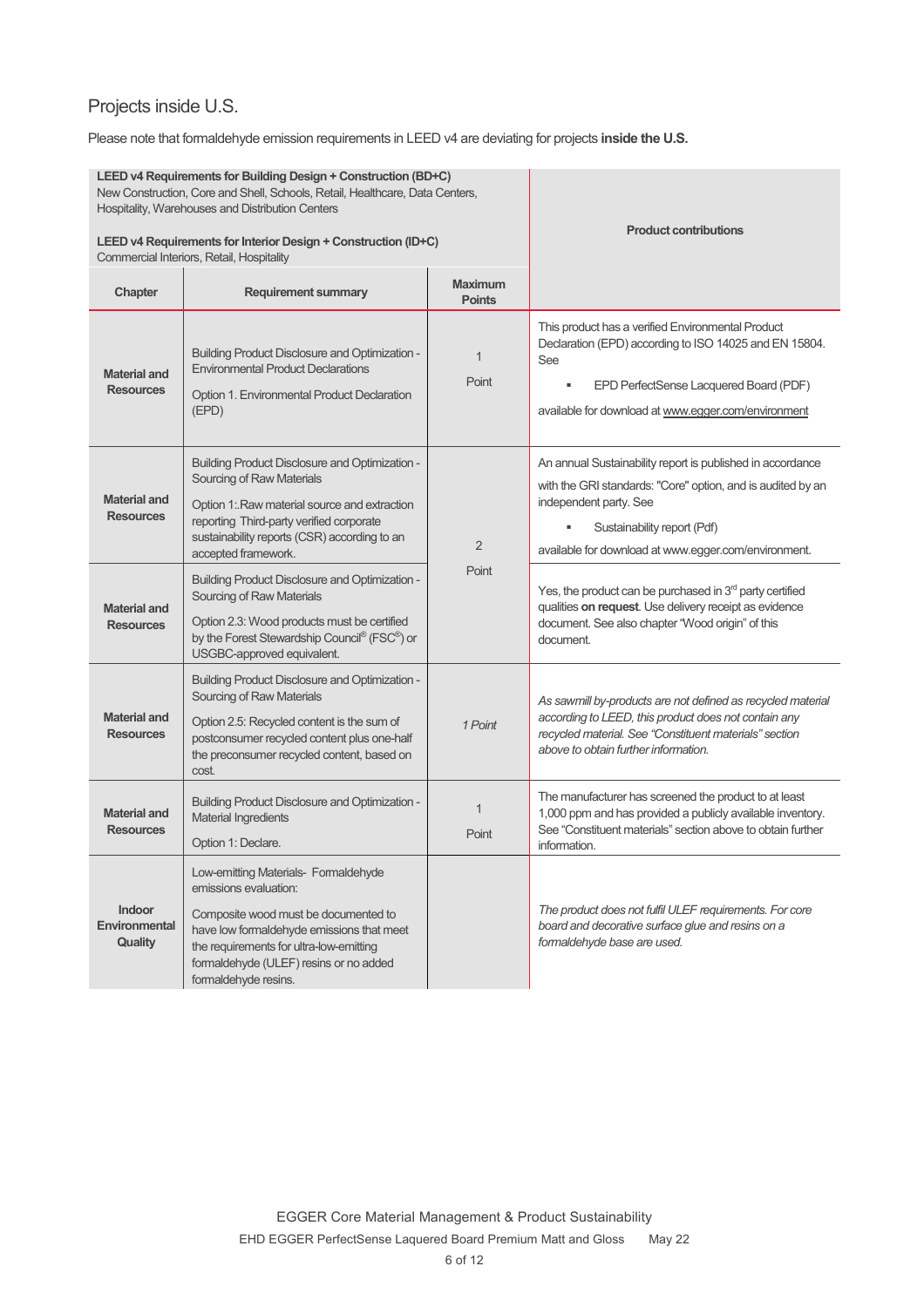## Projects inside U.S.

Please note that formaldehyde emission requirements in LEED v4 are deviating for projects **inside the U.S.**

| **LEED v4 Requirements for Building Design + Construction (BD+C)** New Construction, Core and Shell, Schools, Retail, Healthcare, Data Centers, Hospitality, Warehouses and Distribution Centers<br><br>**LEED v4 Requirements for Interior Design + Construction (ID+C)** Commercial Interiors, Retail, Hospitality | | | **Product contributions** |
|---|---|---|---|
| **Chapter** | **Requirement summary** | **Maximum Points** | |
| **Material and Resources** | Building Product Disclosure and Optimization - Environmental Product Declarations<br><br>Option 1. Environmental Product Declaration (EPD) | 1 Point | This product has a verified Environmental Product Declaration (EPD) according to ISO 14025 and EN 15804. See<br>▪ EPD PerfectSense Lacquered Board (PDF)<br>available for download at www.egger.com/environment |
| **Material and Resources** | Building Product Disclosure and Optimization - Sourcing of Raw Materials<br><br>Option 1:.Raw material source and extraction reporting Third-party verified corporate sustainability reports (CSR) according to an accepted framework. | 2 Point | An annual Sustainability report is published in accordance with the GRI standards: "Core" option, and is audited by an independent party. See<br>▪ Sustainability report (Pdf)<br>available for download at www.egger.com/environment. |
| **Material and Resources** | Building Product Disclosure and Optimization - Sourcing of Raw Materials<br><br>Option 2.3: Wood products must be certified by the Forest Stewardship Council® (FSC®) or USGBC-approved equivalent. | | Yes, the product can be purchased in 3rd party certified qualities **on request**. Use delivery receipt as evidence document. See also chapter "Wood origin" of this document. |
| **Material and Resources** | Building Product Disclosure and Optimization - Sourcing of Raw Materials<br><br>Option 2.5: Recycled content is the sum of postconsumer recycled content plus one-half the preconsumer recycled content, based on cost. | *1 Point* | *As sawmill by-products are not defined as recycled material according to LEED, this product does not contain any recycled material. See "Constituent materials" section above to obtain further information.* |
| **Material and Resources** | Building Product Disclosure and Optimization - Material Ingredients<br><br>Option 1: Declare. | 1 Point | The manufacturer has screened the product to at least 1,000 ppm and has provided a publicly available inventory. See "Constituent materials" section above to obtain further information. |
| **Indoor Environmental Quality** | Low-emitting Materials- Formaldehyde emissions evaluation:<br><br>Composite wood must be documented to have low formaldehyde emissions that meet the requirements for ultra-low-emitting formaldehyde (ULEF) resins or no added formaldehyde resins. | | *The product does not fulfil ULEF requirements. For core board and decorative surface glue and resins on a formaldehyde base are used.* |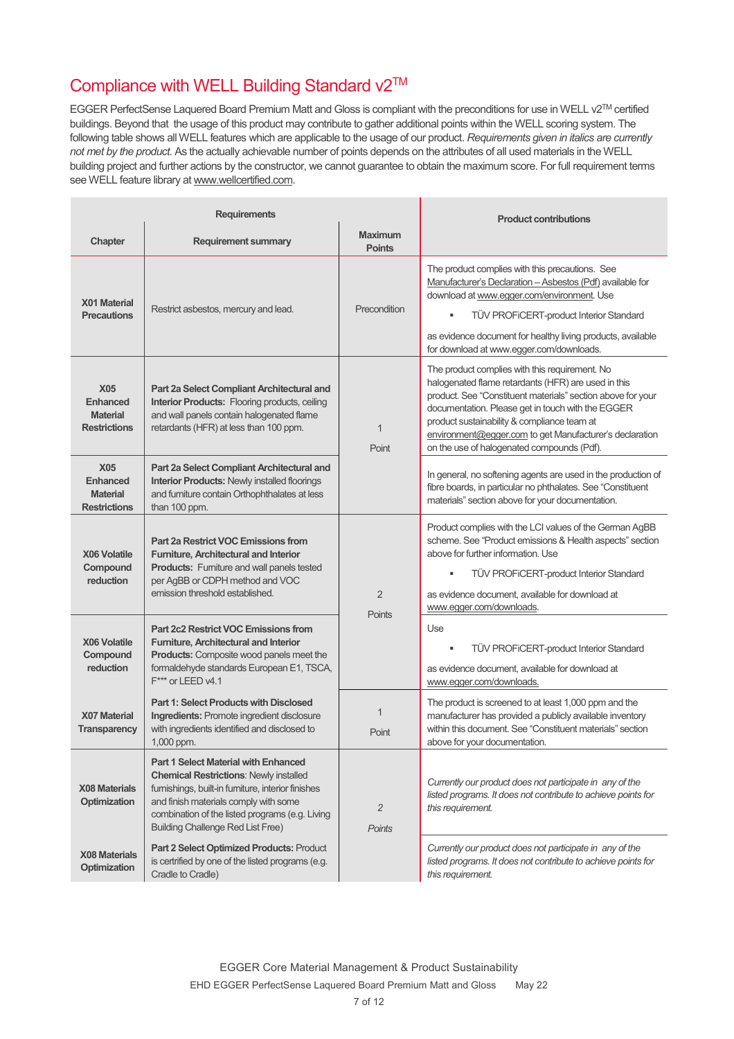## Compliance with WELL Building Standard v2™

EGGER PerfectSense Laquered Board Premium Matt and Gloss is compliant with the preconditions for use in WELL v2™ certified buildings. Beyond that the usage of this product may contribute to gather additional points within the WELL scoring system. The following table shows all WELL features which are applicable to the usage of our product. *Requirements given in italics are currently not met by the product.* As the actually achievable number of points depends on the attributes of all used materials in the WELL building project and further actions by the constructor, we cannot guarantee to obtain the maximum score. For full requirement terms see WELL feature library at www.wellcertified.com.

| Requirements | | | Product contributions |
|---|---|---|---|
| **Chapter** | **Requirement summary** | **Maximum Points** | |
| **X01 Material Precautions** | Restrict asbestos, mercury and lead. | Precondition | The product complies with this precautions. See Manufacturer's Declaration – Asbestos (Pdf) available for download at www.egger.com/environment. Use<br>▪ TÜV PROFiCERT-product Interior Standard<br>as evidence document for healthy living products, available for download at www.egger.com/downloads. |
| **X05 Enhanced Material Restrictions** | **Part 2a Select Compliant Architectural and Interior Products:** Flooring products, ceiling and wall panels contain halogenated flame retardants (HFR) at less than 100 ppm. | 1 Point | The product complies with this requirement. No halogenated flame retardants (HFR) are used in this product. See "Constituent materials" section above for your documentation. Please get in touch with the EGGER product sustainability & compliance team at environment@egger.com to get Manufacturer's declaration on the use of halogenated compounds (Pdf). |
| **X05 Enhanced Material Restrictions** | **Part 2a Select Compliant Architectural and Interior Products:** Newly installed floorings and furniture contain Orthophthalates at less than 100 ppm. | | In general, no softening agents are used in the production of fibre boards, in particular no phthalates. See "Constituent materials" section above for your documentation. |
| **X06 Volatile Compound reduction** | **Part 2a Restrict VOC Emissions from Furniture, Architectural and Interior Products:** Furniture and wall panels tested per AgBB or CDPH method and VOC emission threshold established. | 2 Points | Product complies with the LCI values of the German AgBB scheme. See "Product emissions & Health aspects" section above for further information. Use<br>▪ TÜV PROFiCERT-product Interior Standard<br>as evidence document, available for download at www.egger.com/downloads. |
| **X06 Volatile Compound reduction** | **Part 2c2 Restrict VOC Emissions from Furniture, Architectural and Interior Products:** Composite wood panels meet the formaldehyde standards European E1, TSCA, F*** or LEED v4.1 | | Use<br>▪ TÜV PROFiCERT-product Interior Standard<br>as evidence document, available for download at www.egger.com/downloads. |
| **X07 Material Transparency** | **Part 1: Select Products with Disclosed Ingredients:** Promote ingredient disclosure with ingredients identified and disclosed to 1,000 ppm. | 1 Point | The product is screened to at least 1,000 ppm and the manufacturer has provided a publicly available inventory within this document. See "Constituent materials" section above for your documentation. |
| **X08 Materials Optimization** | **Part 1 Select Material with Enhanced Chemical Restrictions**: Newly installed furnishings, built-in furniture, interior finishes and finish materials comply with some combination of the listed programs (e.g. Living Building Challenge Red List Free) | *2 Points* | *Currently our product does not participate in any of the listed programs. It does not contribute to achieve points for this requirement.* |
| **X08 Materials Optimization** | **Part 2 Select Optimized Products:** Product is certified by one of the listed programs (e.g. Cradle to Cradle) | | *Currently our product does not participate in any of the listed programs. It does not contribute to achieve points for this requirement.* |

EGGER Core Material Management & Product Sustainability
EHD EGGER PerfectSense Laquered Board Premium Matt and Gloss May 22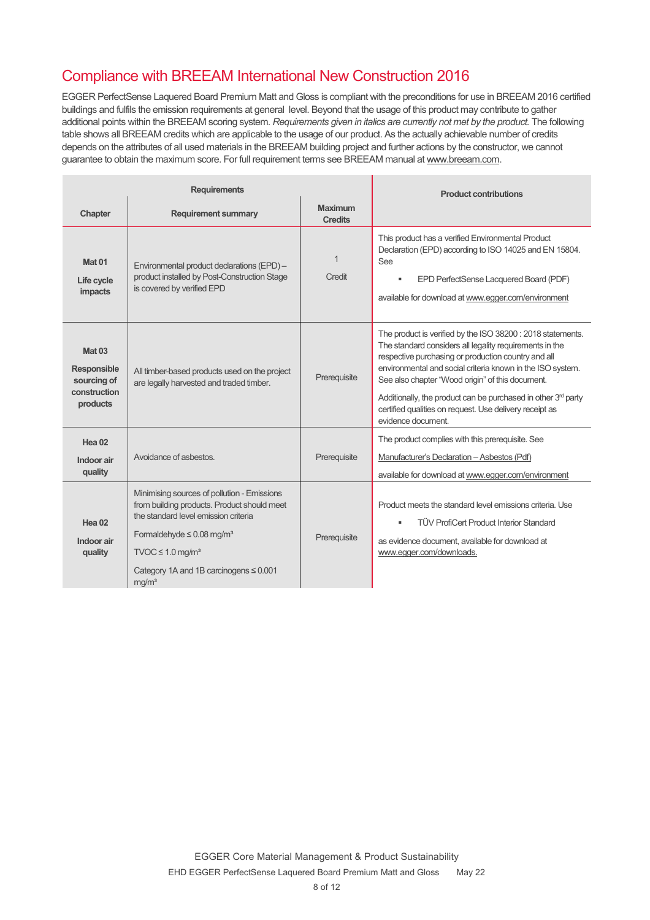## Compliance with BREEAM International New Construction 2016

EGGER PerfectSense Laquered Board Premium Matt and Gloss is compliant with the preconditions for use in BREEAM 2016 certified buildings and fulfils the emission requirements at general level. Beyond that the usage of this product may contribute to gather additional points within the BREEAM scoring system. *Requirements given in italics are currently not met by the product.* The following table shows all BREEAM credits which are applicable to the usage of our product. As the actually achievable number of credits depends on the attributes of all used materials in the BREEAM building project and further actions by the constructor, we cannot guarantee to obtain the maximum score. For full requirement terms see BREEAM manual at www.breeam.com.

| Requirements | | | Product contributions |
|---|---|---|---|
| **Chapter** | **Requirement summary** | **Maximum Credits** | |
| **Mat 01**<br>**Life cycle impacts** | Environmental product declarations (EPD) – product installed by Post-Construction Stage is covered by verified EPD | 1<br>Credit | This product has a verified Environmental Product Declaration (EPD) according to ISO 14025 and EN 15804. See<br>▪ EPD PerfectSense Lacquered Board (PDF)<br>available for download at www.egger.com/environment |
| **Mat 03**<br>**Responsible sourcing of construction products** | All timber-based products used on the project are legally harvested and traded timber. | Prerequisite | The product is verified by the ISO 38200 : 2018 statements. The standard considers all legality requirements in the respective purchasing or production country and all environmental and social criteria known in the ISO system. See also chapter "Wood origin" of this document.<br>Additionally, the product can be purchased in other 3rd party certified qualities on request. Use delivery receipt as evidence document. |
| **Hea 02**<br>**Indoor air quality** | Avoidance of asbestos. | Prerequisite | The product complies with this prerequisite. See<br>Manufacturer's Declaration – Asbestos (Pdf)<br>available for download at www.egger.com/environment |
| **Hea 02**<br>**Indoor air quality** | Minimising sources of pollution - Emissions from building products. Product should meet the standard level emission criteria<br>Formaldehyde ≤ 0.08 mg/m³<br>TVOC ≤ 1.0 mg/m³<br>Category 1A and 1B carcinogens ≤ 0.001 mg/m³ | Prerequisite | Product meets the standard level emissions criteria. Use<br>▪ TÜV ProfiCert Product Interior Standard<br>as evidence document, available for download at www.egger.com/downloads. |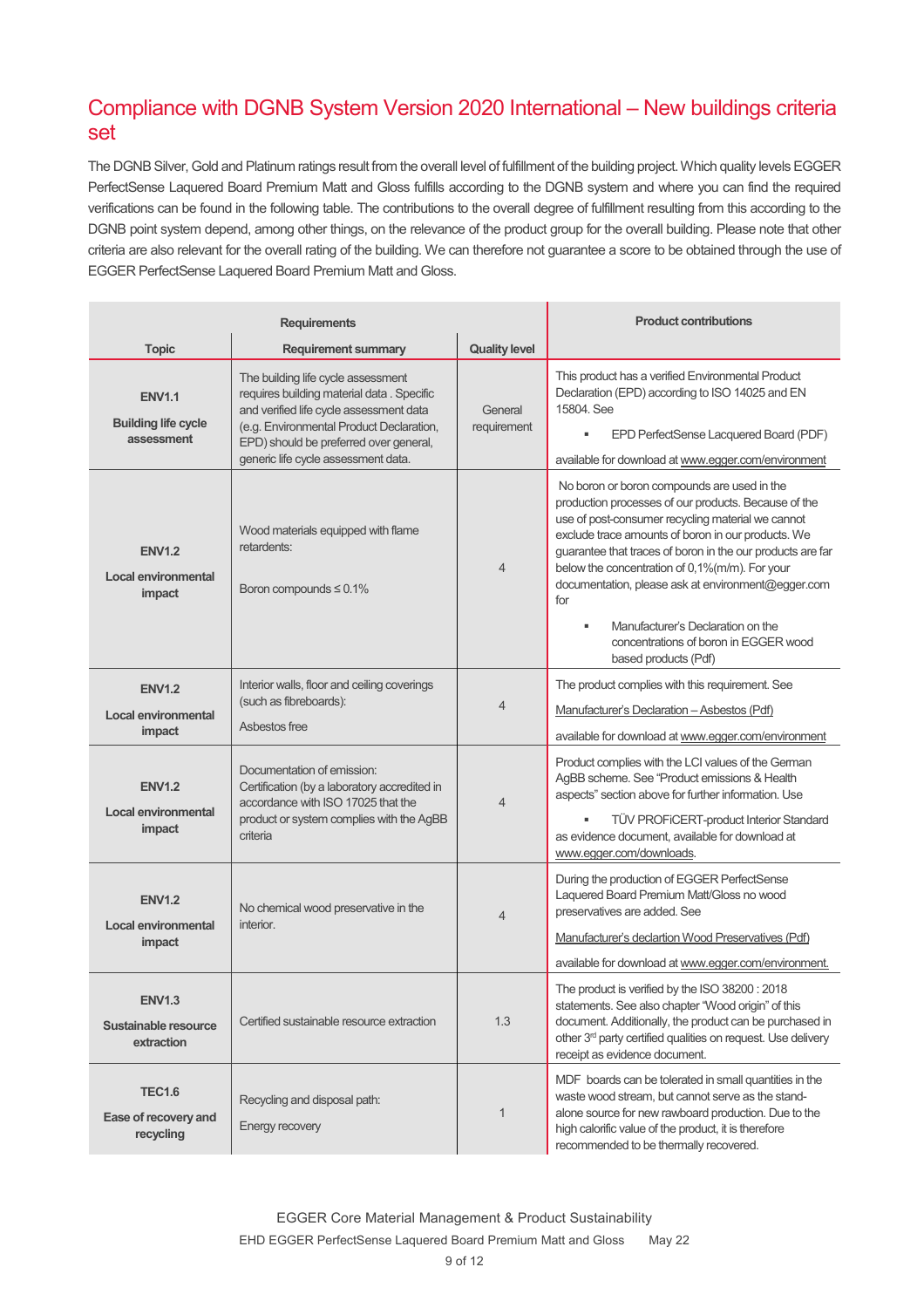## Compliance with DGNB System Version 2020 International – New buildings criteria set

The DGNB Silver, Gold and Platinum ratings result from the overall level of fulfillment of the building project. Which quality levels EGGER PerfectSense Laquered Board Premium Matt and Gloss fulfills according to the DGNB system and where you can find the required verifications can be found in the following table. The contributions to the overall degree of fulfillment resulting from this according to the DGNB point system depend, among other things, on the relevance of the product group for the overall building. Please note that other criteria are also relevant for the overall rating of the building. We can therefore not guarantee a score to be obtained through the use of EGGER PerfectSense Laquered Board Premium Matt and Gloss.

| Requirements | | | Product contributions |
|---|---|---|---|
| **Topic** | **Requirement summary** | **Quality level** | |
| **ENV1.1** **Building life cycle assessment** | The building life cycle assessment requires building material data . Specific and verified life cycle assessment data (e.g. Environmental Product Declaration, EPD) should be preferred over general, generic life cycle assessment data. | General requirement | This product has a verified Environmental Product Declaration (EPD) according to ISO 14025 and EN 15804. See <br>▪ EPD PerfectSense Lacquered Board (PDF)<br>available for download at www.egger.com/environment |
| **ENV1.2** **Local environmental impact** | Wood materials equipped with flame retardents: Boron compounds ≤ 0.1% | 4 | No boron or boron compounds are used in the production processes of our products. Because of the use of post-consumer recycling material we cannot exclude trace amounts of boron in our products. We guarantee that traces of boron in the our products are far below the concentration of 0,1%(m/m). For your documentation, please ask at environment@egger.com for<br>▪ Manufacturer's Declaration on the concentrations of boron in EGGER wood based products (Pdf) |
| **ENV1.2** **Local environmental impact** | Interior walls, floor and ceiling coverings (such as fibreboards): Asbestos free | 4 | The product complies with this requirement. See<br>Manufacturer's Declaration – Asbestos (Pdf)<br>available for download at www.egger.com/environment |
| **ENV1.2** **Local environmental impact** | Documentation of emission: Certification (by a laboratory accredited in accordance with ISO 17025 that the product or system complies with the AgBB criteria | 4 | Product complies with the LCI values of the German AgBB scheme. See "Product emissions & Health aspects" section above for further information. Use<br>▪ TÜV PROFiCERT-product Interior Standard<br>as evidence document, available for download at www.egger.com/downloads. |
| **ENV1.2** **Local environmental impact** | No chemical wood preservative in the interior. | 4 | During the production of EGGER PerfectSense Laquered Board Premium Matt/Gloss no wood preservatives are added. See<br>Manufacturer's declartion Wood Preservatives (Pdf)<br>available for download at www.egger.com/environment. |
| **ENV1.3** **Sustainable resource extraction** | Certified sustainable resource extraction | 1.3 | The product is verified by the ISO 38200 : 2018 statements. See also chapter "Wood origin" of this document. Additionally, the product can be purchased in other 3rd party certified qualities on request. Use delivery receipt as evidence document. |
| **TEC1.6** **Ease of recovery and recycling** | Recycling and disposal path: Energy recovery | 1 | MDF boards can be tolerated in small quantities in the waste wood stream, but cannot serve as the stand-alone source for new rawboard production. Due to the high calorific value of the product, it is therefore recommended to be thermally recovered. |

EGGER Core Material Management & Product Sustainability
EHD EGGER PerfectSense Laquered Board Premium Matt and Gloss May 22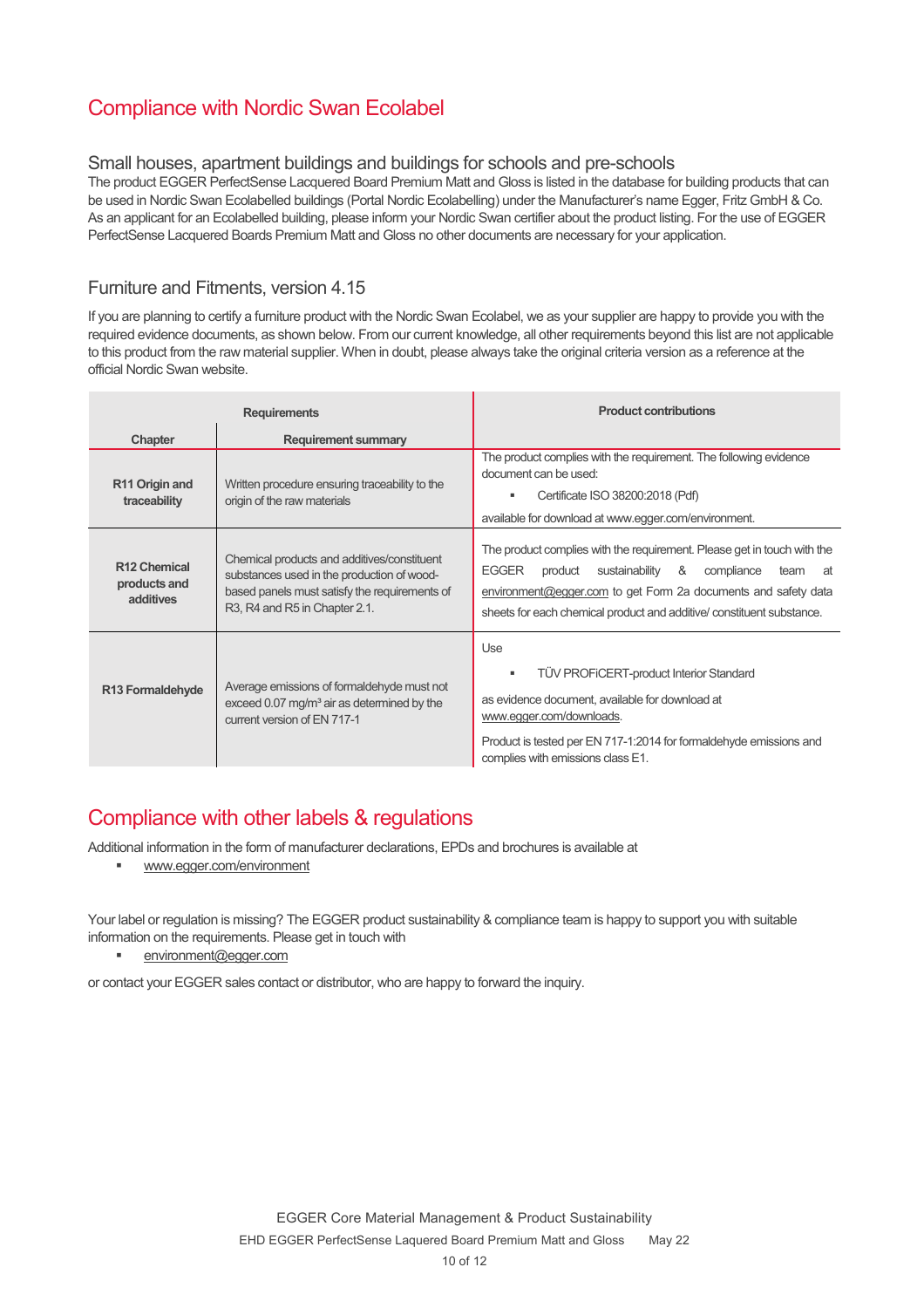# Compliance with Nordic Swan Ecolabel

## Small houses, apartment buildings and buildings for schools and pre-schools

The product EGGER PerfectSense Lacquered Board Premium Matt and Gloss is listed in the database for building products that can be used in Nordic Swan Ecolabelled buildings (Portal Nordic Ecolabelling) under the Manufacturer's name Egger, Fritz GmbH & Co. As an applicant for an Ecolabelled building, please inform your Nordic Swan certifier about the product listing. For the use of EGGER PerfectSense Lacquered Boards Premium Matt and Gloss no other documents are necessary for your application.

## Furniture and Fitments, version 4.15

If you are planning to certify a furniture product with the Nordic Swan Ecolabel, we as your supplier are happy to provide you with the required evidence documents, as shown below. From our current knowledge, all other requirements beyond this list are not applicable to this product from the raw material supplier. When in doubt, please always take the original criteria version as a reference at the official Nordic Swan website.

| Requirements | | Product contributions |
|---|---|---|
| **Chapter** | **Requirement summary** | |
| **R11 Origin and traceability** | Written procedure ensuring traceability to the origin of the raw materials | The product complies with the requirement. The following evidence document can be used:<br>▪ Certificate ISO 38200:2018 (Pdf)<br>available for download at www.egger.com/environment. |
| **R12 Chemical products and additives** | Chemical products and additives/constituent substances used in the production of wood-based panels must satisfy the requirements of R3, R4 and R5 in Chapter 2.1. | The product complies with the requirement. Please get in touch with the EGGER product sustainability & compliance team at environment@egger.com to get Form 2a documents and safety data sheets for each chemical product and additive/ constituent substance. |
| **R13 Formaldehyde** | Average emissions of formaldehyde must not exceed 0.07 mg/m³ air as determined by the current version of EN 717-1 | Use<br>▪ TÜV PROFiCERT-product Interior Standard<br>as evidence document, available for download at www.egger.com/downloads.<br>Product is tested per EN 717-1:2014 for formaldehyde emissions and complies with emissions class E1. |

# Compliance with other labels & regulations

Additional information in the form of manufacturer declarations, EPDs and brochures is available at

- www.egger.com/environment

Your label or regulation is missing? The EGGER product sustainability & compliance team is happy to support you with suitable information on the requirements. Please get in touch with

- environment@egger.com

or contact your EGGER sales contact or distributor, who are happy to forward the inquiry.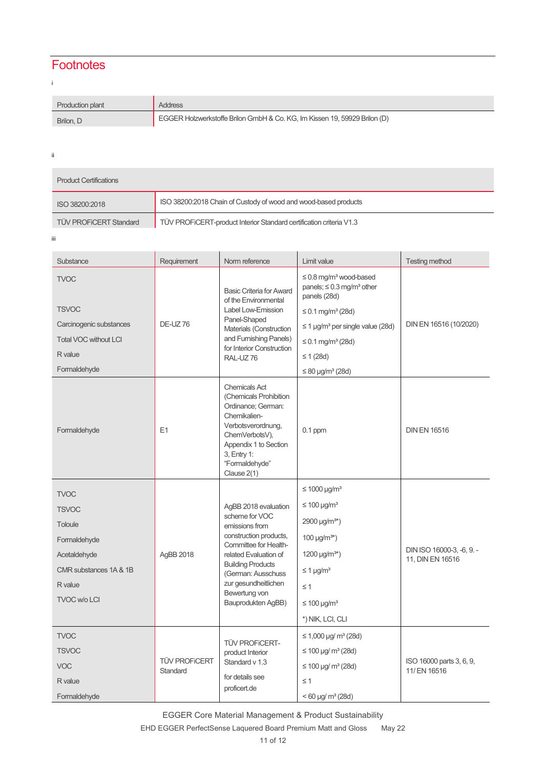# Footnotes

i

| Production plant | Address |
|---|---|
| Brilon, D | EGGER Holzwerkstoffe Brilon GmbH & Co. KG, Im Kissen 19, 59929 Brilon (D) |

ii

| Product Certifications | |
|---|---|
| ISO 38200:2018 | ISO 38200:2018 Chain of Custody of wood and wood-based products |
| TÜV PROFiCERT Standard | TÜV PROFiCERT-product Interior Standard certification criteria V1.3 |

iii

| Substance | Requirement | Norm reference | Limit value | Testing method |
|---|---|---|---|---|
| TVOC<br>TSVOC<br>Carcinogenic substances<br>Total VOC without LCI<br>R value<br>Formaldehyde | DE-UZ 76 | Basic Criteria for Award of the Environmental Label Low-Emission Panel-Shaped Materials (Construction and Furnishing Panels) for Interior Construction RAL-UZ 76 | ≤ 0.8 mg/m³ wood-based panels; ≤ 0.3 mg/m³ other panels (28d)<br>≤ 0.1 mg/m³ (28d)<br>≤ 1 µg/m³ per single value (28d)<br>≤ 0.1 mg/m³ (28d)<br>≤ 1 (28d)<br>≤ 80 µg/m³ (28d) | DIN EN 16516 (10/2020) |
| Formaldehyde | E1 | Chemicals Act (Chemicals Prohibition Ordinance; German: Chemikalien-Verbotsverordnung, ChemVerbotsV), Appendix 1 to Section 3, Entry 1: "Formaldehyde" Clause 2(1) | 0.1 ppm | DIN EN 16516 |
| TVOC<br>TSVOC<br>Toloule<br>Formaldehyde<br>Acetaldehyde<br>CMR substances 1A & 1B<br>R value<br>TVOC w/o LCI | AgBB 2018 | AgBB 2018 evaluation scheme for VOC emissions from construction products, Committee for Health-related Evaluation of Building Products (German: Ausschuss zur gesundheitlichen Bewertung von Bauprodukten AgBB) | ≤ 1000 µg/m³<br>≤ 100 µg/m³<br>2900 µg/m³*)<br>100 µg/m³*)<br>1200 µg/m³*)<br>≤ 1 µg/m³<br>≤ 1<br>≤ 100 µg/m³<br>*) NIK, LCI, CLI | DIN ISO 16000-3, -6, 9. -11, DIN EN 16516 |
| TVOC<br>TSVOC<br>VOC<br>R value<br>Formaldehyde | TÜV PROFiCERT Standard | TÜV PROFiCERT-product Interior Standard v 1.3<br><br>for details see proficert.de | ≤ 1,000 µg/ m³ (28d)<br>≤ 100 µg/ m³ (28d)<br>≤ 100 µg/ m³ (28d)<br>≤ 1<br>< 60 µg/ m³ (28d) | ISO 16000 parts 3, 6, 9, 11/ EN 16516 |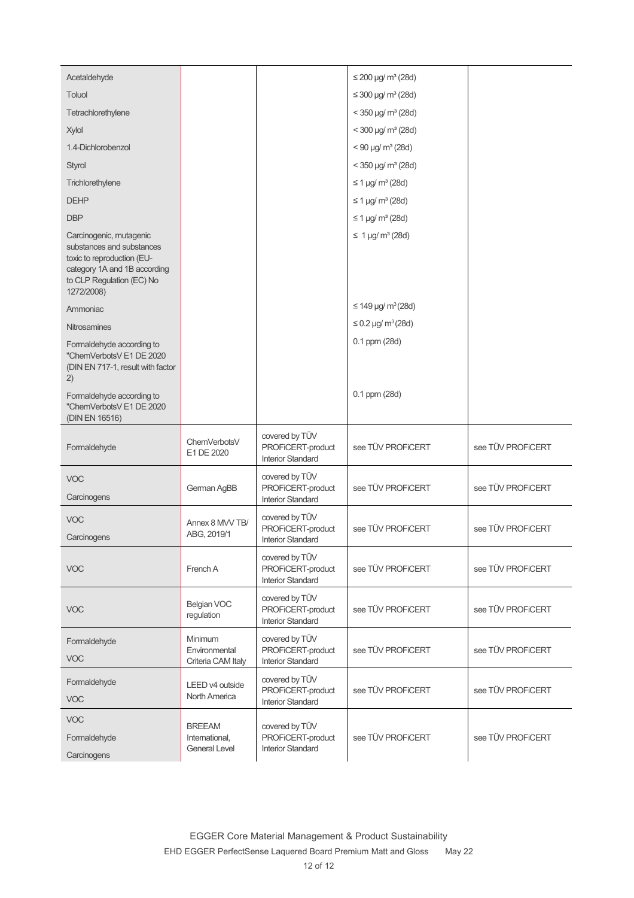| | | | | |
|---|---|---|---|---|
| Acetaldehyde | | | ≤ 200 µg/ m³ (28d) | |
| Toluol | | | ≤ 300 µg/ m³ (28d) | |
| Tetrachlorethylene | | | < 350 µg/ m³ (28d) | |
| Xylol | | | < 300 µg/ m³ (28d) | |
| 1.4-Dichlorobenzol | | | < 90 µg/ m³ (28d) | |
| Styrol | | | < 350 µg/ m³ (28d) | |
| Trichlorethylene | | | ≤ 1 µg/ m³ (28d) | |
| DEHP | | | ≤ 1 µg/ m³ (28d) | |
| DBP | | | ≤ 1 µg/ m³ (28d) | |
| Carcinogenic, mutagenic substances and substances toxic to reproduction (EU-category 1A and 1B according to CLP Regulation (EC) No 1272/2008) | | | ≤ 1 µg/ m³ (28d) | |
| Ammoniac | | | ≤ 149 µg/ m³ (28d) | |
| Nitrosamines | | | ≤ 0.2 µg/ m³ (28d) | |
| Formaldehyde according to "ChemVerbotsV E1 DE 2020 (DIN EN 717-1, result with factor 2) | | | 0.1 ppm (28d) | |
| Formaldehyde according to "ChemVerbotsV E1 DE 2020 (DIN EN 16516) | | | 0.1 ppm (28d) | |
| Formaldehyde | ChemVerbotsV E1 DE 2020 | covered by TÜV PROFiCERT-product Interior Standard | see TÜV PROFiCERT | see TÜV PROFiCERT |
| VOC<br>Carcinogens | German AgBB | covered by TÜV PROFiCERT-product Interior Standard | see TÜV PROFiCERT | see TÜV PROFiCERT |
| VOC<br>Carcinogens | Annex 8 MVV TB/ ABG, 2019/1 | covered by TÜV PROFiCERT-product Interior Standard | see TÜV PROFiCERT | see TÜV PROFiCERT |
| VOC | French A | covered by TÜV PROFiCERT-product Interior Standard | see TÜV PROFiCERT | see TÜV PROFiCERT |
| VOC | Belgian VOC regulation | covered by TÜV PROFiCERT-product Interior Standard | see TÜV PROFiCERT | see TÜV PROFiCERT |
| Formaldehyde<br>VOC | Minimum Environmental Criteria CAM Italy | covered by TÜV PROFiCERT-product Interior Standard | see TÜV PROFiCERT | see TÜV PROFiCERT |
| Formaldehyde<br>VOC | LEED v4 outside North America | covered by TÜV PROFiCERT-product Interior Standard | see TÜV PROFiCERT | see TÜV PROFiCERT |
| VOC<br>Formaldehyde<br>Carcinogens | BREEAM International, General Level | covered by TÜV PROFiCERT-product Interior Standard | see TÜV PROFiCERT | see TÜV PROFiCERT |